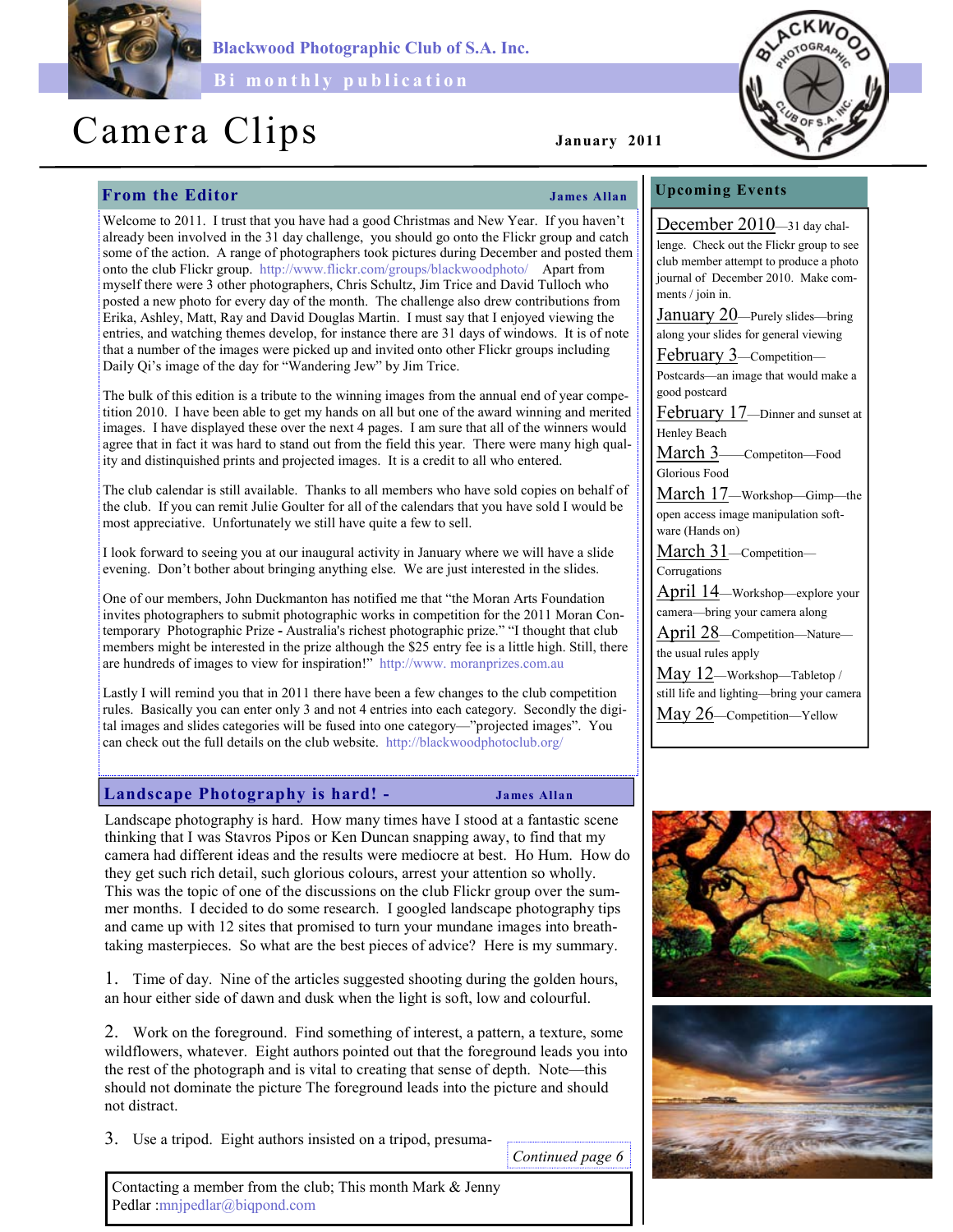Blackwood Photographic Club of S.A. Inc.

Bi monthly publication

# Camera Clips

January 2011

## From the Editor

**James Allan**

Welcome to 2011. I trust that you have had a good Christmas and New Year. If you haven't already been involved in the 31 day challenge, you should go onto the Flickr group and catch some of the action. A range of photographers took pictures during December and posted them onto the club Flickr group. http://www.flickr.com/groups/blackwoodphoto/ Apart from myself there were 3 other photographers, Chris Schultz, Jim Trice and David Tulloch who posted a new photo for every day of the month. The challenge also drew contributions from Erika, Ashley, Matt, Ray and David Douglas Martin. I must say that I enjoyed viewing the entries, and watching themes develop, for instance there are 31 days of windows. It is of note that a number of the images were picked up and invited onto other Flickr groups including Daily Qi's image of the day for "Wandering Jew" by Jim Trice.

The bulk of this edition is a tribute to the winning images from the annual end of year competition 2010. I have been able to get my hands on all but one of the award winning and merited images. I have displayed these over the next 4 pages. I am sure that all of the winners would agree that in fact it was hard to stand out from the field this year. There were many high quality and distinguished prints and projected images. It is a credit to all who entered.

The club calendar is still available. Thanks to all members who have sold copies on behalf of the club. If you can remit Julie Goulter for all of the calendars that you have sold I would be most appreciative. Unfortunately we still have quite a few to sell.

I look forward to seeing you at our inaugural activity in January where we will have a slide evening. Don't bother about bringing anything else. We are just interested in the slides.

One of our members, John Duckmanton has notified me that "the Moran Arts Foundation invites photographers to submit photographic works in competition for the 2011 Moran Contemporary Photographic Prize - Australia's richest photographic prize." "I thought that club members might be interested in the prize although the $25 entry fee is a little high. Still, there are hundreds of images to view for inspiration!" http://www. moranprizes.com.au

Lastly I will remind you that in 2011 there have been a few changes to the club competition rules. Basically you can enter only 3 and not 4 entries into each category. Secondly the digital images and slides categories will be fused into one category—"projected images". You can check out the full details on the club website. http://blackwoodphotoclub.org/

## Landscape Photography is hard! -

**James Allan**

Landscape photography is hard. How many times have I stood at a fantastic scene thinking that I was Stavros Pipos or Ken Duncan snapping away, to find that my camera had different ideas and the results were mediocre at best. Ho Hum. How do they get such rich detail, such glorious colours, arrest your attention so wholly. This was the topic of one of the discussions on the club Flickr group over the summer months. I decided to do some research. I googled landscape photography tips and came up with 12 sites that promised to turn your mundane images into breathtaking masterpieces. So what are the best pieces of advice? Here is my summary.

1. Time of day. Nine of the articles suggested shooting during the golden hours, an hour either side of dawn and dusk when the light is soft, low and colourful.

2. Work on the foreground. Find something of interest, a pattern, a texture, some wildflowers, whatever. Eight authors pointed out that the foreground leads you into the rest of the photograph and is vital to creating that sense of depth. Note—this should not dominate the picture The foreground leads into the picture and should not distract.

3. Use a tripod. Eight authors insisted on a tripod, presuma-

*Continued page 6*

Contacting a member from the club; This month Mark & Jenny Pedlar :mnjpedlar@biqpond.com

## Upcoming Events

**December 2010**—31 day challenge. Check out the Flickr group to see club member attempt to produce a photo journal of December 2010. Make comments / join in.

**January 20**—Purely slides—bring along your slides for general viewing

**February 3**—Competition—Postcards—an image that would make a good postcard

**February 17**—Dinner and sunset at Henley Beach

**March 3**—Competiton—Food Glorious Food

**March 17**—Workshop—Gimp—the open access image manipulation software (Hands on)

**March 31**—Competition—Corrugations

**April 14**—Workshop—explore your camera—bring your camera along

**April 28**—Competition—Nature—the usual rules apply

**May 12**—Workshop—Tabletop / still life and lighting—bring your camera

**May 26**—Competition—Yellow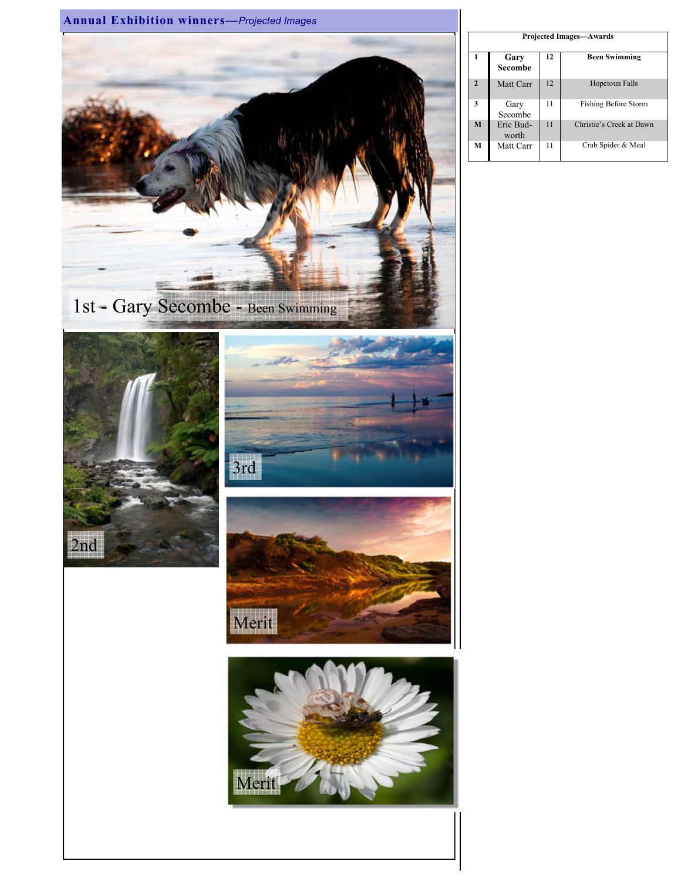## **Annual Exhibition winners**—*Projected Images*

1st - Gary Secombe - Been Swimming

2nd

3rd

Merit

Merit

| Projected Images—Awards | | | |
|---|---|---|---|
| **1** | **Gary Secombe** | **12** | **Been Swimming** |
| 2 | Matt Carr | 12 | Hopetoun Falls |
| 3 | Gary Secombe | 11 | Fishing Before Storm |
| M | Eric Bud-worth | 11 | Christie's Creek at Dawn |
| M | Matt Carr | 11 | Crab Spider & Meal |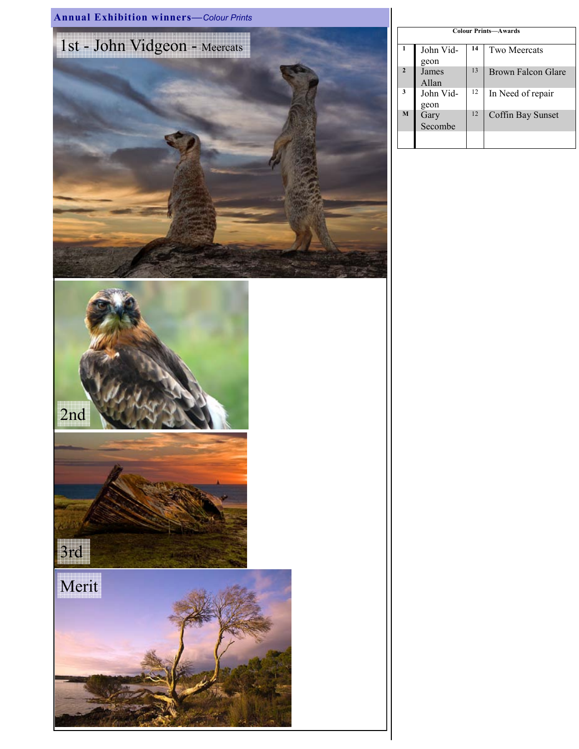## **Annual Exhibition winners**—*Colour Prints*

1st - John Vidgeon - Meercats

2nd

3rd

Merit

| Colour Prints—Awards | | | |
|---|---|---|---|
| 1 | John Vidgeon | 14 | Two Meercats |
| 2 | James Allan | 13 | Brown Falcon Glare |
| 3 | John Vidgeon | 12 | In Need of repair |
| M | Gary Secombe | 12 | Coffin Bay Sunset |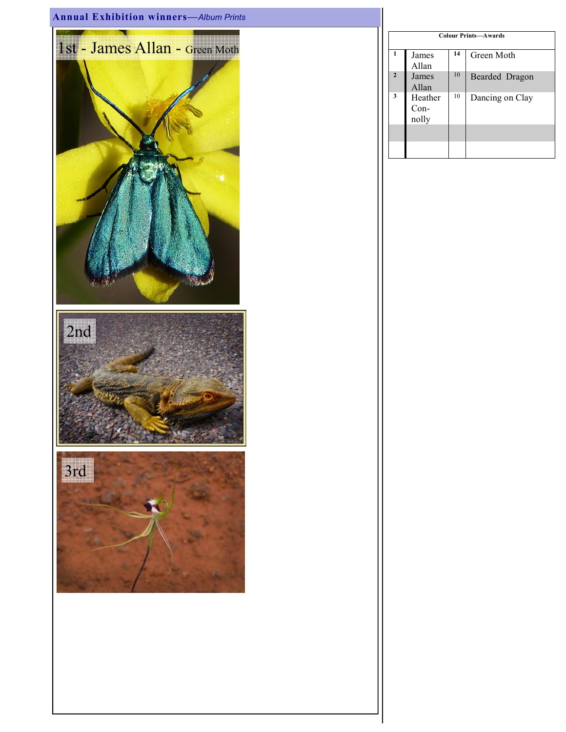## Annual Exhibition winners—*Album Prints*

1st - James Allan - Green Moth

2nd

3rd

| Colour Prints—Awards | | | |
|---|---|---|---|
| 1 | James Allan | 14 | Green Moth |
| 2 | James Allan | 10 | Bearded Dragon |
| 3 | Heather Connolly | 10 | Dancing on Clay |
| | | | |
| | | | |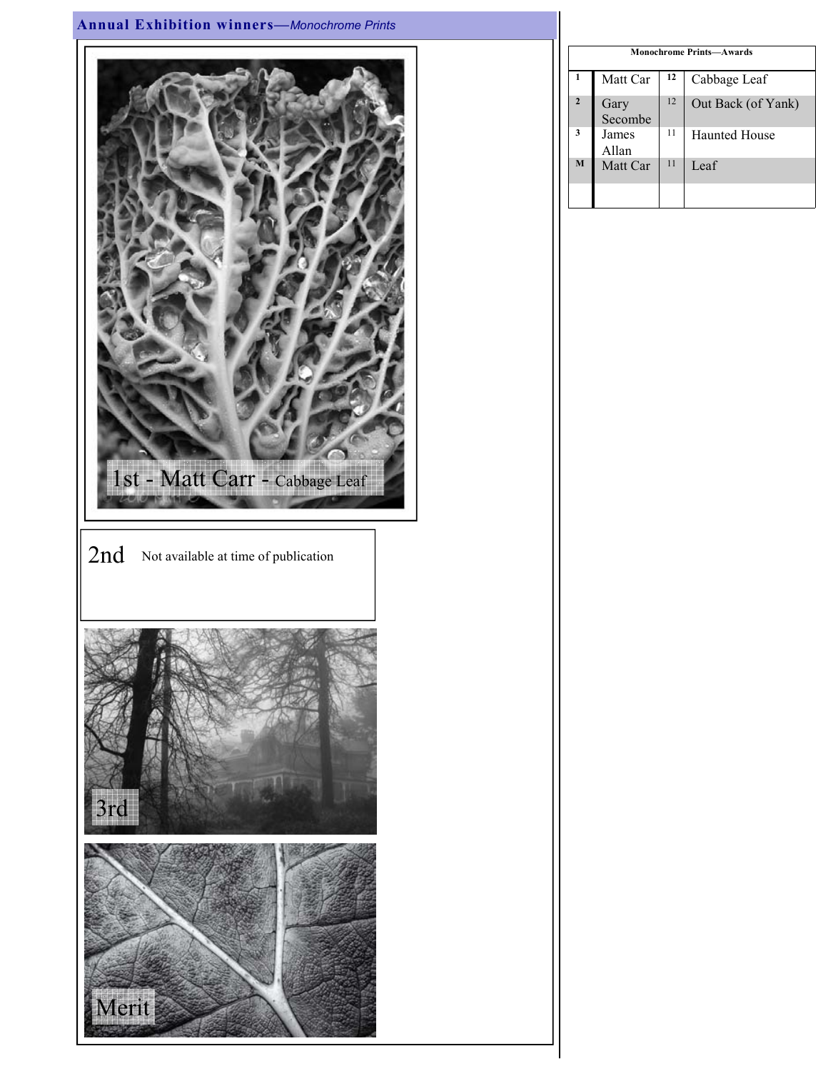## **Annual Exhibition winners**—*Monochrome Prints*

1st - Matt Carr - Cabbage Leaf

2nd Not available at time of publication

3rd

Merit

| Monochrome Prints—Awards | | | |
|---|---|---|---|
| 1 | Matt Car | 12 | Cabbage Leaf |
| 2 | Gary Secombe | 12 | Out Back (of Yank) |
| 3 | James Allan | 11 | Haunted House |
| M | Matt Car | 11 | Leaf |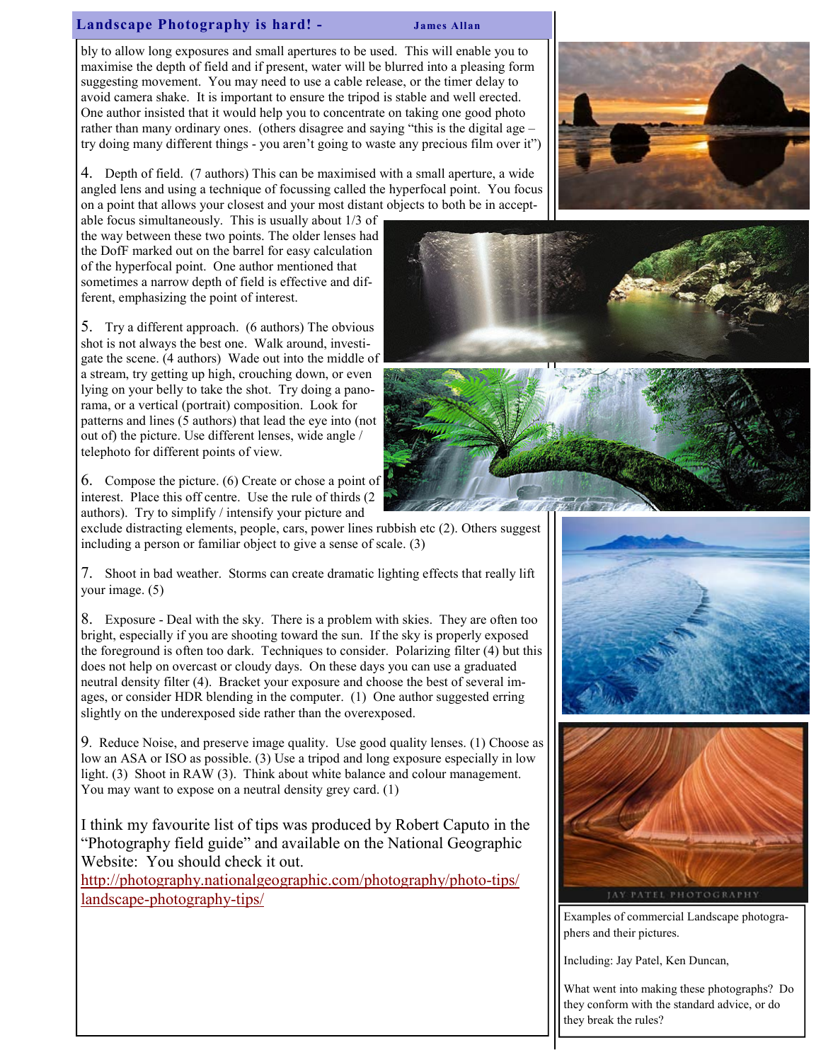## Landscape Photography is hard! - James Allan

bly to allow long exposures and small apertures to be used. This will enable you to maximise the depth of field and if present, water will be blurred into a pleasing form suggesting movement. You may need to use a cable release, or the timer delay to avoid camera shake. It is important to ensure the tripod is stable and well erected. One author insisted that it would help you to concentrate on taking one good photo rather than many ordinary ones. (others disagree and saying "this is the digital age – try doing many different things - you aren't going to waste any precious film over it")

4. Depth of field. (7 authors) This can be maximised with a small aperture, a wide angled lens and using a technique of focussing called the hyperfocal point. You focus on a point that allows your closest and your most distant objects to both be in acceptable focus simultaneously. This is usually about 1/3 of the way between these two points. The older lenses had the DofF marked out on the barrel for easy calculation of the hyperfocal point. One author mentioned that sometimes a narrow depth of field is effective and different, emphasizing the point of interest.

5. Try a different approach. (6 authors) The obvious shot is not always the best one. Walk around, investigate the scene. (4 authors) Wade out into the middle of a stream, try getting up high, crouching down, or even lying on your belly to take the shot. Try doing a panorama, or a vertical (portrait) composition. Look for patterns and lines (5 authors) that lead the eye into (not out of) the picture. Use different lenses, wide angle / telephoto for different points of view.

6. Compose the picture. (6) Create or chose a point of interest. Place this off centre. Use the rule of thirds (2 authors). Try to simplify / intensify your picture and exclude distracting elements, people, cars, power lines rubbish etc (2). Others suggest including a person or familiar object to give a sense of scale. (3)

7. Shoot in bad weather. Storms can create dramatic lighting effects that really lift your image. (5)

8. Exposure - Deal with the sky. There is a problem with skies. They are often too bright, especially if you are shooting toward the sun. If the sky is properly exposed the foreground is often too dark. Techniques to consider. Polarizing filter (4) but this does not help on overcast or cloudy days. On these days you can use a graduated neutral density filter (4). Bracket your exposure and choose the best of several images, or consider HDR blending in the computer. (1) One author suggested erring slightly on the underexposed side rather than the overexposed.

9. Reduce Noise, and preserve image quality. Use good quality lenses. (1) Choose as low an ASA or ISO as possible. (3) Use a tripod and long exposure especially in low light. (3) Shoot in RAW (3). Think about white balance and colour management. You may want to expose on a neutral density grey card. (1)

I think my favourite list of tips was produced by Robert Caputo in the "Photography field guide" and available on the National Geographic Website: You should check it out.
http://photography.nationalgeographic.com/photography/photo-tips/landscape-photography-tips/

JAY PATEL PHOTOGRAPHY

Examples of commercial Landscape photographers and their pictures.

Including: Jay Patel, Ken Duncan,

What went into making these photographs? Do they conform with the standard advice, or do they break the rules?